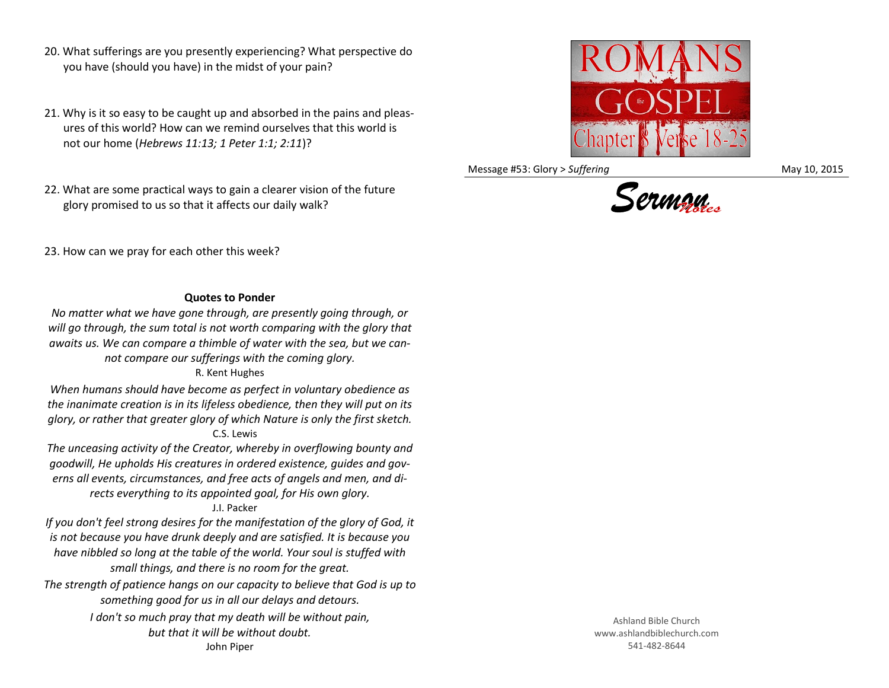20. What sufferings are you presently experiencing? What perspective do you have (should you have) in the midst of your pain?

21. Why is it so easy to be caught up and absorbed in the pains and pleasures of this world? How can we remind ourselves that this world is not our home (*Hebrews 11:13; 1 Peter 1:1; 2:11*)?

22. What are some practical ways to gain a clearer vision of the future glory promised to us so that it affects our daily walk?

23. How can we pray for each other this week?

**Quotes to Ponder**

*No matter what we have gone through, are presently going through, or will go through, the sum total is not worth comparing with the glory that awaits us. We can compare a thimble of water with the sea, but we cannot compare our sufferings with the coming glory.*

R. Kent Hughes

*When humans should have become as perfect in voluntary obedience as the inanimate creation is in its lifeless obedience, then they will put on its glory, or rather that greater glory of which Nature is only the first sketch.*

C.S. Lewis

*The unceasing activity of the Creator, whereby in overflowing bounty and goodwill, He upholds His creatures in ordered existence, guides and governs all events, circumstances, and free acts of angels and men, and directs everything to its appointed goal, for His own glory.*

J.I. Packer

*If you don't feel strong desires for the manifestation of the glory of God, it is not because you have drunk deeply and are satisfied. It is because you have nibbled so long at the table of the world. Your soul is stuffed with small things, and there is no room for the great.*

*The strength of patience hangs on our capacity to believe that God is up to something good for us in all our delays and detours.*

*I don't so much pray that my death will be without pain, but that it will be without doubt.*

John Piper

ROMANS the GOSPEL Chapter 8 Verse 18-25

Message #53: Glory > *Suffering* May 10, 2015

*Sermon Notes*

Ashland Bible Church
www.ashlandbiblechurch.com
541-482-8644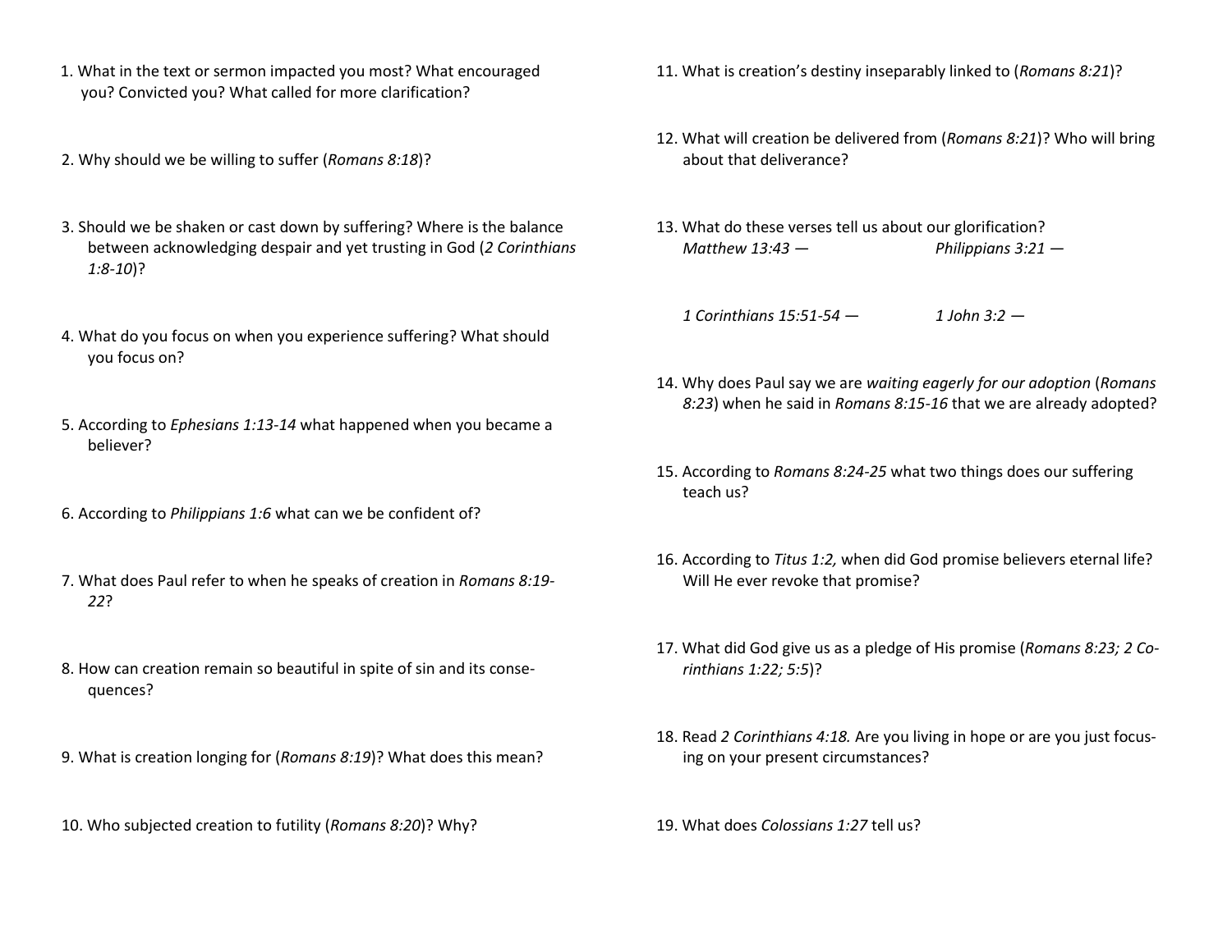1. What in the text or sermon impacted you most? What encouraged you? Convicted you? What called for more clarification?

2. Why should we be willing to suffer (*Romans 8:18*)?

3. Should we be shaken or cast down by suffering? Where is the balance between acknowledging despair and yet trusting in God (*2 Corinthians 1:8-10*)?

4. What do you focus on when you experience suffering? What should you focus on?

5. According to *Ephesians 1:13-14* what happened when you became a believer?

6. According to *Philippians 1:6* what can we be confident of?

7. What does Paul refer to when he speaks of creation in *Romans 8:19-22*?

8. How can creation remain so beautiful in spite of sin and its consequences?

9. What is creation longing for (*Romans 8:19*)? What does this mean?

10. Who subjected creation to futility (*Romans 8:20*)? Why?

11. What is creation's destiny inseparably linked to (*Romans 8:21*)?

12. What will creation be delivered from (*Romans 8:21*)? Who will bring about that deliverance?

13. What do these verses tell us about our glorification?

    *Matthew 13:43 —*

    *Philippians 3:21 —*

    *1 Corinthians 15:51-54 —*

    *1 John 3:2 —*

14. Why does Paul say we are *waiting eagerly for our adoption* (*Romans 8:23*) when he said in *Romans 8:15-16* that we are already adopted?

15. According to *Romans 8:24-25* what two things does our suffering teach us?

16. According to *Titus 1:2,* when did God promise believers eternal life? Will He ever revoke that promise?

17. What did God give us as a pledge of His promise (*Romans 8:23; 2 Corinthians 1:22; 5:5*)?

18. Read *2 Corinthians 4:18.* Are you living in hope or are you just focusing on your present circumstances?

19. What does *Colossians 1:27* tell us?